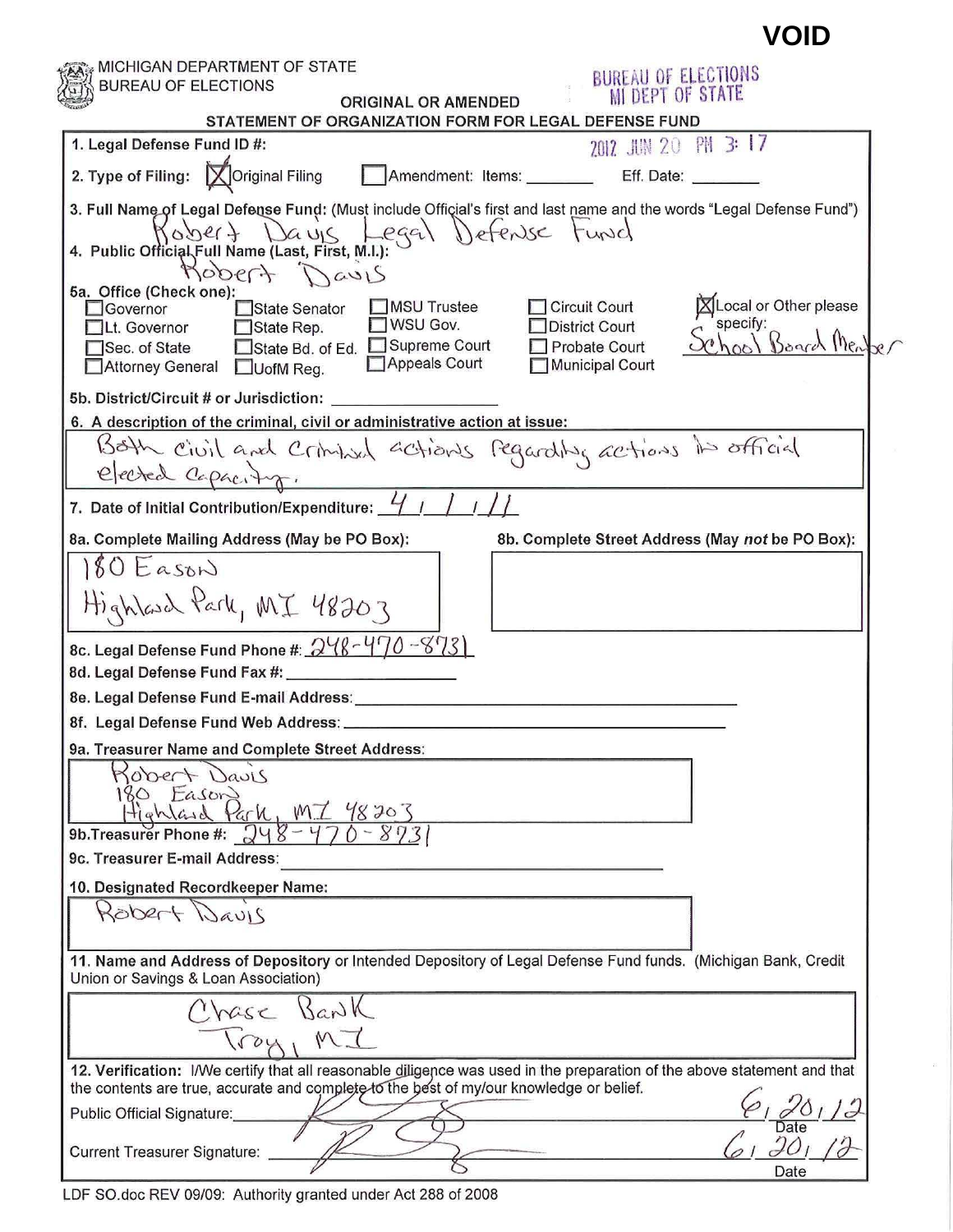**VOID**

MICHIGAN DEPARTMENT OF STATE
BUREAU OF ELECTIONS

BUREAU OF ELECTIONS
MI DEPT OF STATE

## ORIGINAL OR AMENDED
## STATEMENT OF ORGANIZATION FORM FOR LEGAL DEFENSE FUND

**1. Legal Defense Fund ID #:** 2012 JUN 20 PM 3:17

**2. Type of Filing:** [X] Original Filing [ ] Amendment: Items: ________ Eff. Date: ________

**3. Full Name of Legal Defense Fund:** (Must include Official's first and last name and the words "Legal Defense Fund")
Robert Davis Legal Defense Fund

**4. Public Official Full Name (Last, First, M.I.):**
Robert Davis

**5a. Office (Check one):**

- [ ] Governor
- [ ] Lt. Governor
- [ ] Sec. of State
- [ ] Attorney General
- [ ] State Senator
- [ ] State Rep.
- [ ] State Bd. of Ed.
- [ ] UofM Reg.
- [ ] MSU Trustee
- [ ] WSU Gov.
- [ ] Supreme Court
- [ ] Appeals Court
- [ ] Circuit Court
- [ ] District Court
- [ ] Probate Court
- [ ] Municipal Court
- [X] Local or Other please specify: School Board Member

**5b. District/Circuit # or Jurisdiction:** ________________

**6. A description of the criminal, civil or administrative action at issue:**
Both civil and criminal actions regarding actions in official elected capacity.

**7. Date of Initial Contribution/Expenditure:** 4 / 1 / 11

**8a. Complete Mailing Address (May be PO Box):**
180 Eason
Highland Park, MI 48203

**8b. Complete Street Address (May *not* be PO Box):**

**8c. Legal Defense Fund Phone #:** 248-470-8731

**8d. Legal Defense Fund Fax #:** ________________

**8e. Legal Defense Fund E-mail Address:** ________________

**8f. Legal Defense Fund Web Address:** ________________

**9a. Treasurer Name and Complete Street Address:**
Robert Davis
180 Eason
Highland Park, MI 48203

**9b. Treasurer Phone #:** 248-470-8731

**9c. Treasurer E-mail Address:** ________________

**10. Designated Recordkeeper Name:**
Robert Davis

**11. Name and Address of Depository** or Intended Depository of Legal Defense Fund funds. (Michigan Bank, Credit Union or Savings & Loan Association)
Chase Bank
Troy, MI

**12. Verification:** I/We certify that all reasonable diligence was used in the preparation of the above statement and that the contents are true, accurate and complete to the best of my/our knowledge or belief.

Public Official Signature: [signature] Date: 6, 20, 12

Current Treasurer Signature: [signature] Date: 6, 20, 12

LDF SO.doc REV 09/09: Authority granted under Act 288 of 2008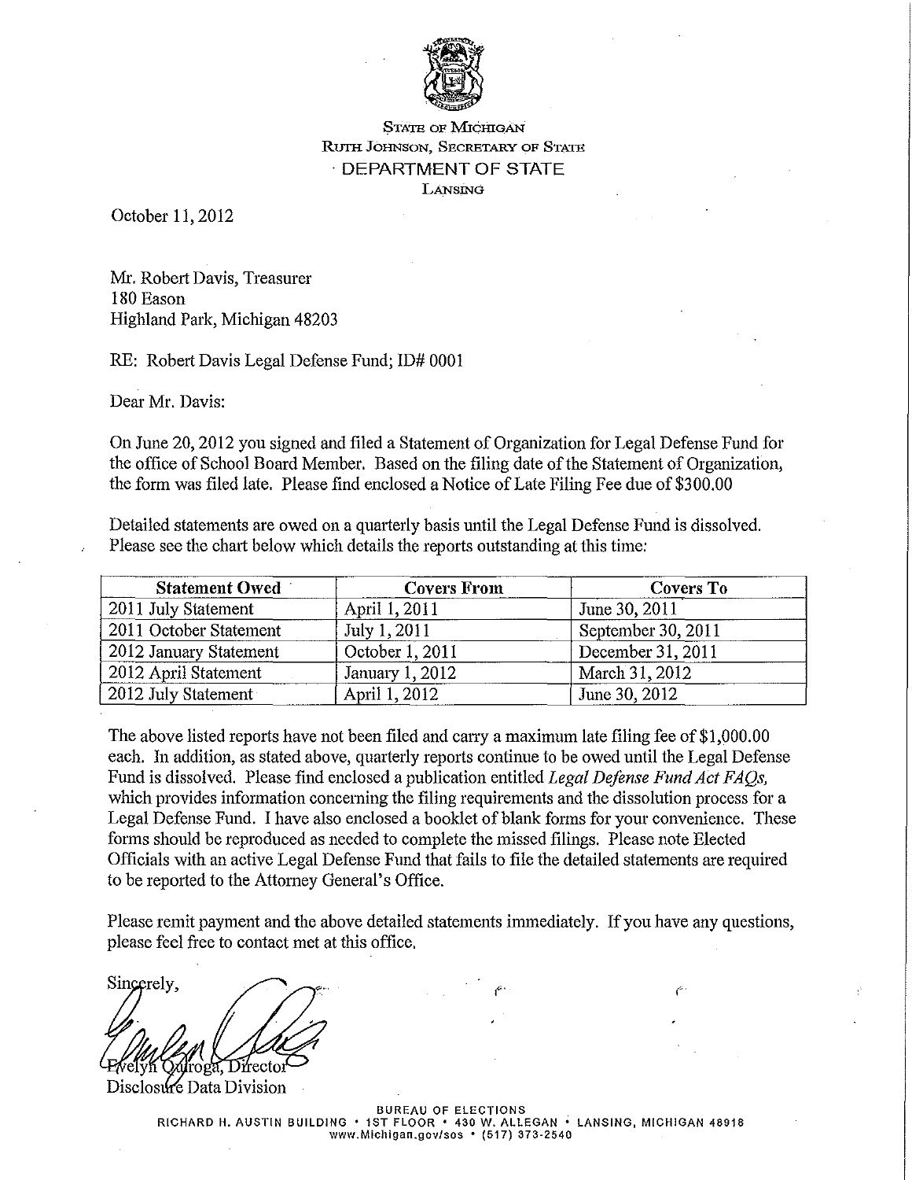STATE OF MICHIGAN
RUTH JOHNSON, SECRETARY OF STATE
DEPARTMENT OF STATE
LANSING

October 11, 2012

Mr. Robert Davis, Treasurer
180 Eason
Highland Park, Michigan 48203

RE: Robert Davis Legal Defense Fund; ID# 0001

Dear Mr. Davis:

On June 20, 2012 you signed and filed a Statement of Organization for Legal Defense Fund for the office of School Board Member. Based on the filing date of the Statement of Organization, the form was filed late. Please find enclosed a Notice of Late Filing Fee due of $300.00

Detailed statements are owed on a quarterly basis until the Legal Defense Fund is dissolved. Please see the chart below which details the reports outstanding at this time:

| Statement Owed | Covers From | Covers To |
|---|---|---|
| 2011 July Statement | April 1, 2011 | June 30, 2011 |
| 2011 October Statement | July 1, 2011 | September 30, 2011 |
| 2012 January Statement | October 1, 2011 | December 31, 2011 |
| 2012 April Statement | January 1, 2012 | March 31, 2012 |
| 2012 July Statement | April 1, 2012 | June 30, 2012 |

The above listed reports have not been filed and carry a maximum late filing fee of $1,000.00 each. In addition, as stated above, quarterly reports continue to be owed until the Legal Defense Fund is dissolved. Please find enclosed a publication entitled *Legal Defense Fund Act FAQs,* which provides information concerning the filing requirements and the dissolution process for a Legal Defense Fund. I have also enclosed a booklet of blank forms for your convenience. These forms should be reproduced as needed to complete the missed filings. Please note Elected Officials with an active Legal Defense Fund that fails to file the detailed statements are required to be reported to the Attorney General's Office.

Please remit payment and the above detailed statements immediately. If you have any questions, please feel free to contact met at this office.

Sincerely,

Evelyn Quiroga, Director
Disclosure Data Division

BUREAU OF ELECTIONS
RICHARD H. AUSTIN BUILDING • 1ST FLOOR • 430 W. ALLEGAN • LANSING, MICHIGAN 48918
www.Michigan.gov/sos • (517) 373-2540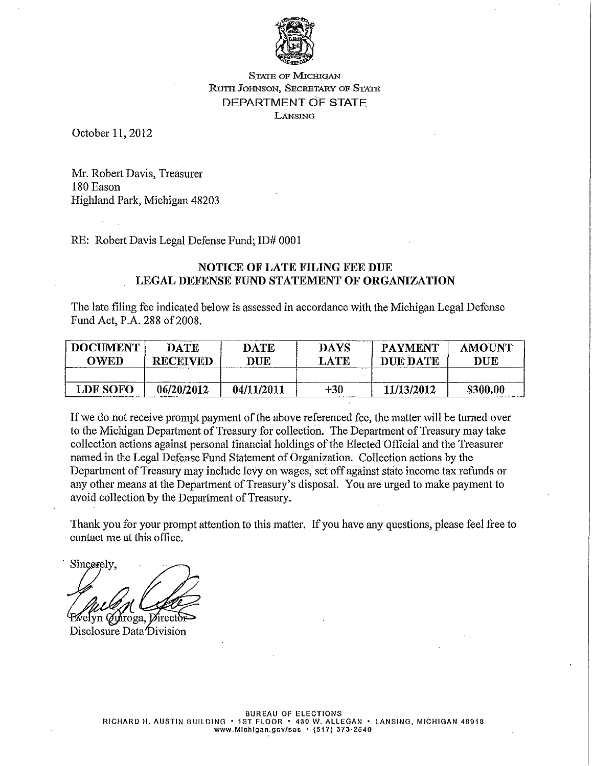STATE OF MICHIGAN
RUTH JOHNSON, SECRETARY OF STATE
DEPARTMENT OF STATE
LANSING

October 11, 2012

Mr. Robert Davis, Treasurer
180 Eason
Highland Park, Michigan 48203

RE: Robert Davis Legal Defense Fund; ID# 0001

**NOTICE OF LATE FILING FEE DUE**
**LEGAL DEFENSE FUND STATEMENT OF ORGANIZATION**

The late filing fee indicated below is assessed in accordance with the Michigan Legal Defense Fund Act, P.A. 288 of 2008.

| DOCUMENT OWED | DATE RECEIVED | DATE DUE | DAYS LATE | PAYMENT DUE DATE | AMOUNT DUE |
|---|---|---|---|---|---|
| | | | | | |
| LDF SOFO | 06/20/2012 | 04/11/2011 | +30 | 11/13/2012 | $300.00 |

If we do not receive prompt payment of the above referenced fee, the matter will be turned over to the Michigan Department of Treasury for collection. The Department of Treasury may take collection actions against personal financial holdings of the Elected Official and the Treasurer named in the Legal Defense Fund Statement of Organization. Collection actions by the Department of Treasury may include levy on wages, set off against state income tax refunds or any other means at the Department of Treasury's disposal. You are urged to make payment to avoid collection by the Department of Treasury.

Thank you for your prompt attention to this matter. If you have any questions, please feel free to contact me at this office.

Sincerely,

Evelyn Quiroga, Director
Disclosure Data Division

BUREAU OF ELECTIONS
RICHARD H. AUSTIN BUILDING • 1ST FLOOR • 430 W. ALLEGAN • LANSING, MICHIGAN 48918
www.Michigan.gov/sos • (517) 373-2540